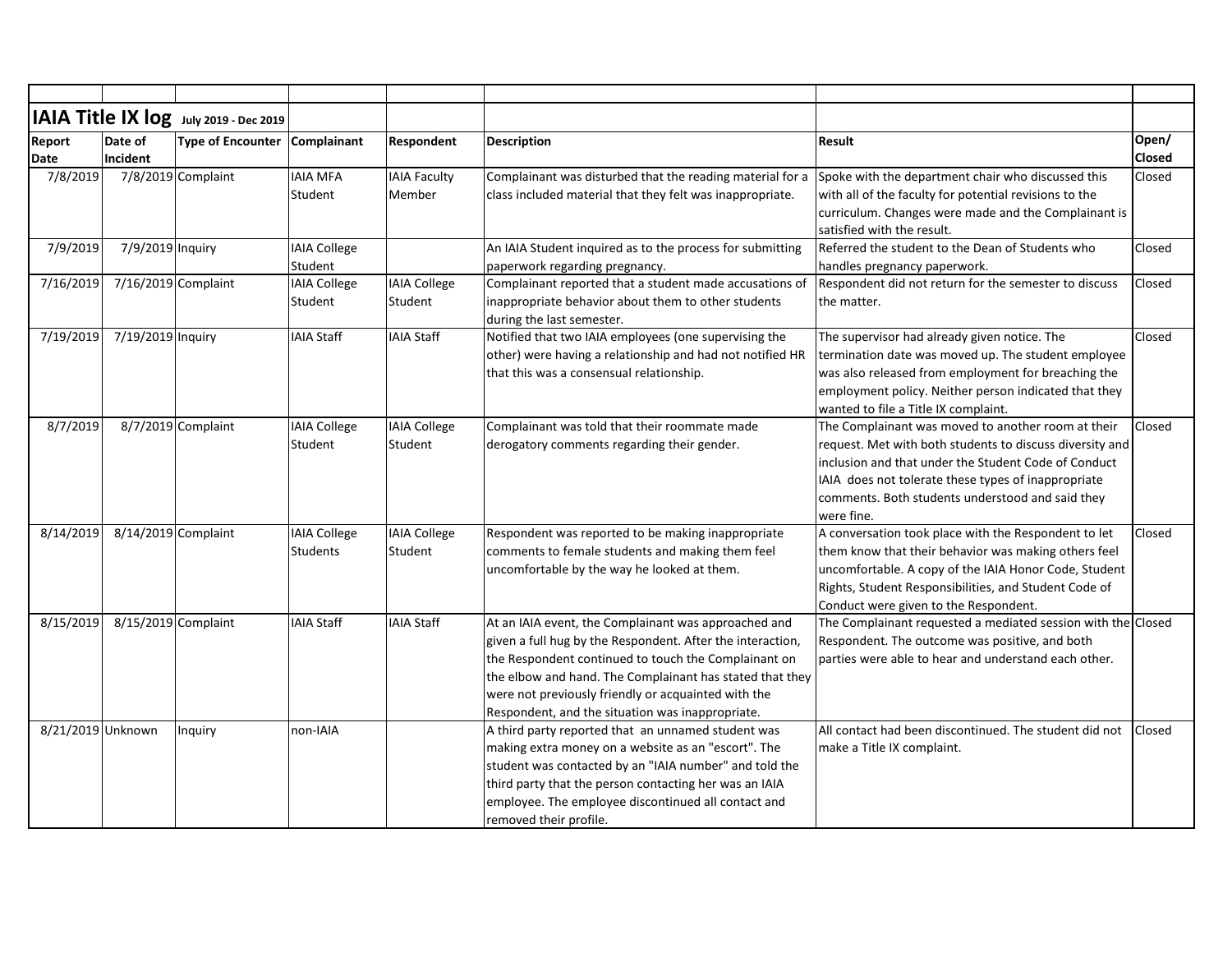# IAIA Title IX log July 2019 - Dec 2019

| Report Date | Date of Incident | Type of Encounter | Complainant | Respondent | Description | Result | Open/ Closed |
|---|---|---|---|---|---|---|---|
| 7/8/2019 | 7/8/2019 | Complaint | IAIA MFA Student | IAIA Faculty Member | Complainant was disturbed that the reading material for a class included material that they felt was inappropriate. | Spoke with the department chair who discussed this with all of the faculty for potential revisions to the curriculum. Changes were made and the Complainant is satisfied with the result. | Closed |
| 7/9/2019 | 7/9/2019 | Inquiry | IAIA College Student | | An IAIA Student inquired as to the process for submitting paperwork regarding pregnancy. | Referred the student to the Dean of Students who handles pregnancy paperwork. | Closed |
| 7/16/2019 | 7/16/2019 | Complaint | IAIA College Student | IAIA College Student | Complainant reported that a student made accusations of inappropriate behavior about them to other students during the last semester. | Respondent did not return for the semester to discuss the matter. | Closed |
| 7/19/2019 | 7/19/2019 | Inquiry | IAIA Staff | IAIA Staff | Notified that two IAIA employees (one supervising the other) were having a relationship and had not notified HR that this was a consensual relationship. | The supervisor had already given notice. The termination date was moved up. The student employee was also released from employment for breaching the employment policy. Neither person indicated that they wanted to file a Title IX complaint. | Closed |
| 8/7/2019 | 8/7/2019 | Complaint | IAIA College Student | IAIA College Student | Complainant was told that their roommate made derogatory comments regarding their gender. | The Complainant was moved to another room at their request. Met with both students to discuss diversity and inclusion and that under the Student Code of Conduct IAIA does not tolerate these types of inappropriate comments. Both students understood and said they were fine. | Closed |
| 8/14/2019 | 8/14/2019 | Complaint | IAIA College Students | IAIA College Student | Respondent was reported to be making inappropriate comments to female students and making them feel uncomfortable by the way he looked at them. | A conversation took place with the Respondent to let them know that their behavior was making others feel uncomfortable. A copy of the IAIA Honor Code, Student Rights, Student Responsibilities, and Student Code of Conduct were given to the Respondent. | Closed |
| 8/15/2019 | 8/15/2019 | Complaint | IAIA Staff | IAIA Staff | At an IAIA event, the Complainant was approached and given a full hug by the Respondent. After the interaction, the Respondent continued to touch the Complainant on the elbow and hand. The Complainant has stated that they were not previously friendly or acquainted with the Respondent, and the situation was inappropriate. | The Complainant requested a mediated session with the Respondent. The outcome was positive, and both parties were able to hear and understand each other. | Closed |
| 8/21/2019 | Unknown | Inquiry | non-IAIA | | A third party reported that an unnamed student was making extra money on a website as an "escort". The student was contacted by an "IAIA number" and told the third party that the person contacting her was an IAIA employee. The employee discontinued all contact and removed their profile. | All contact had been discontinued. The student did not make a Title IX complaint. | Closed |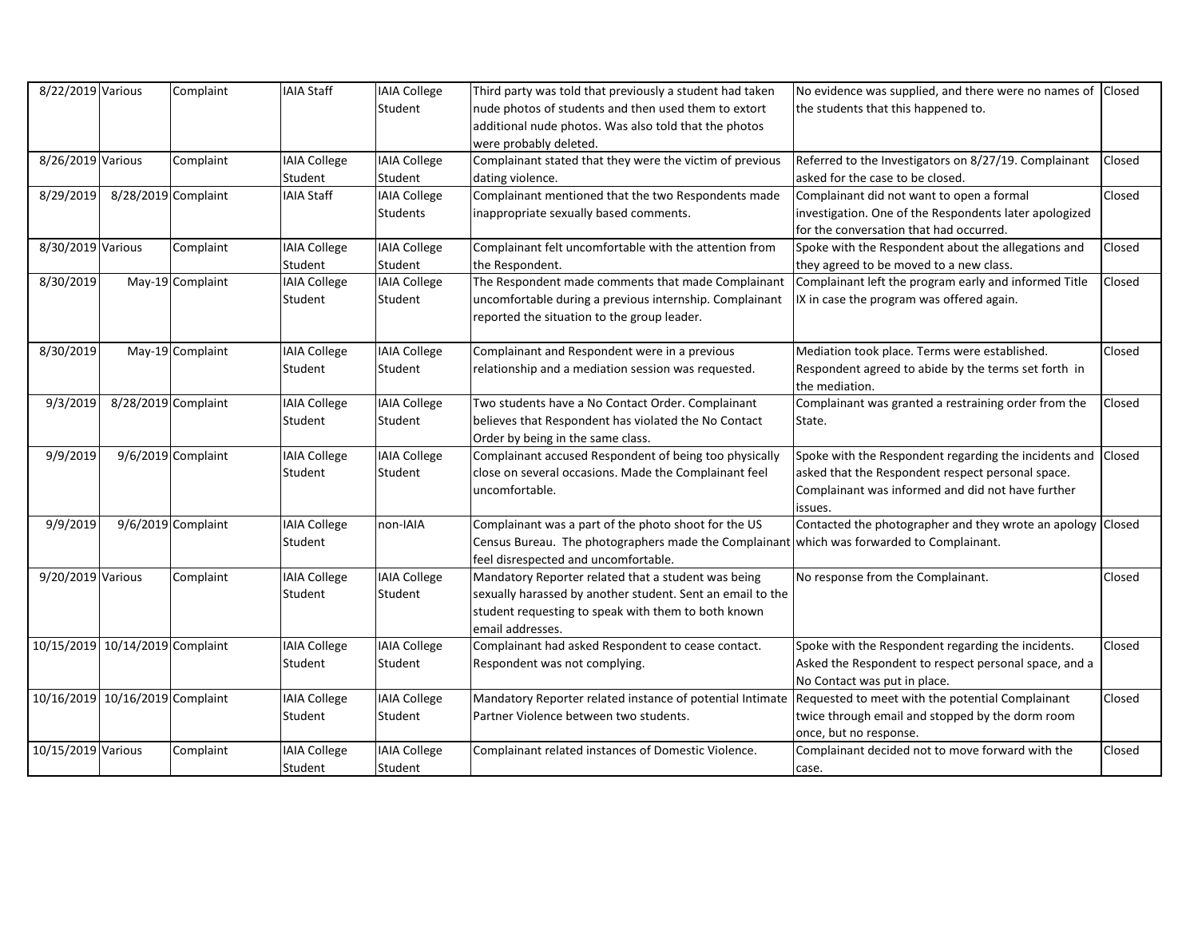| | | | | | | | |
|---|---|---|---|---|---|---|---|
| 8/22/2019 | Various | Complaint | IAIA Staff | IAIA College Student | Third party was told that previously a student had taken nude photos of students and then used them to extort additional nude photos. Was also told that the photos were probably deleted. | No evidence was supplied, and there were no names of the students that this happened to. | Closed |
| 8/26/2019 | Various | Complaint | IAIA College Student | IAIA College Student | Complainant stated that they were the victim of previous dating violence. | Referred to the Investigators on 8/27/19. Complainant asked for the case to be closed. | Closed |
| 8/29/2019 | 8/28/2019 | Complaint | IAIA Staff | IAIA College Students | Complainant mentioned that the two Respondents made inappropriate sexually based comments. | Complainant did not want to open a formal investigation. One of the Respondents later apologized for the conversation that had occurred. | Closed |
| 8/30/2019 | Various | Complaint | IAIA College Student | IAIA College Student | Complainant felt uncomfortable with the attention from the Respondent. | Spoke with the Respondent about the allegations and they agreed to be moved to a new class. | Closed |
| 8/30/2019 | May-19 | Complaint | IAIA College Student | IAIA College Student | The Respondent made comments that made Complainant uncomfortable during a previous internship. Complainant reported the situation to the group leader. | Complainant left the program early and informed Title IX in case the program was offered again. | Closed |
| 8/30/2019 | May-19 | Complaint | IAIA College Student | IAIA College Student | Complainant and Respondent were in a previous relationship and a mediation session was requested. | Mediation took place. Terms were established. Respondent agreed to abide by the terms set forth in the mediation. | Closed |
| 9/3/2019 | 8/28/2019 | Complaint | IAIA College Student | IAIA College Student | Two students have a No Contact Order. Complainant believes that Respondent has violated the No Contact Order by being in the same class. | Complainant was granted a restraining order from the State. | Closed |
| 9/9/2019 | 9/6/2019 | Complaint | IAIA College Student | IAIA College Student | Complainant accused Respondent of being too physically close on several occasions. Made the Complainant feel uncomfortable. | Spoke with the Respondent regarding the incidents and asked that the Respondent respect personal space. Complainant was informed and did not have further issues. | Closed |
| 9/9/2019 | 9/6/2019 | Complaint | IAIA College Student | non-IAIA | Complainant was a part of the photo shoot for the US Census Bureau. The photographers made the Complainant feel disrespected and uncomfortable. | Contacted the photographer and they wrote an apology which was forwarded to Complainant. | Closed |
| 9/20/2019 | Various | Complaint | IAIA College Student | IAIA College Student | Mandatory Reporter related that a student was being sexually harassed by another student. Sent an email to the student requesting to speak with them to both known email addresses. | No response from the Complainant. | Closed |
| 10/15/2019 | 10/14/2019 | Complaint | IAIA College Student | IAIA College Student | Complainant had asked Respondent to cease contact. Respondent was not complying. | Spoke with the Respondent regarding the incidents. Asked the Respondent to respect personal space, and a No Contact was put in place. | Closed |
| 10/16/2019 | 10/16/2019 | Complaint | IAIA College Student | IAIA College Student | Mandatory Reporter related instance of potential Intimate Partner Violence between two students. | Requested to meet with the potential Complainant twice through email and stopped by the dorm room once, but no response. | Closed |
| 10/15/2019 | Various | Complaint | IAIA College Student | IAIA College Student | Complainant related instances of Domestic Violence. | Complainant decided not to move forward with the case. | Closed |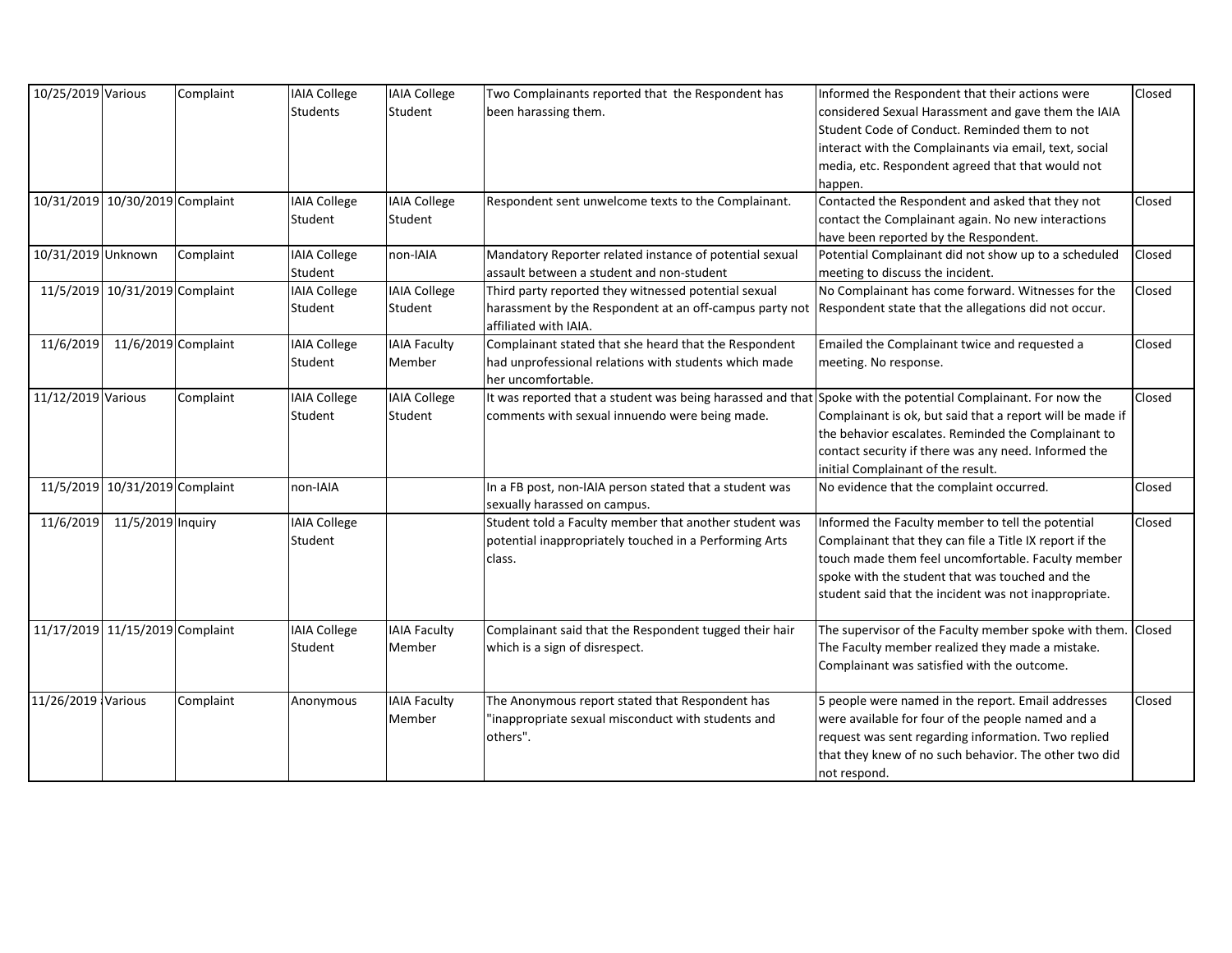| 10/25/2019 | Various | Complaint | IAIA College Students | IAIA College Student | Two Complainants reported that the Respondent has been harassing them. | Informed the Respondent that their actions were considered Sexual Harassment and gave them the IAIA Student Code of Conduct. Reminded them to not interact with the Complainants via email, text, social media, etc. Respondent agreed that that would not happen. | Closed |
|---|---|---|---|---|---|---|---|
| 10/31/2019 | 10/30/2019 | Complaint | IAIA College Student | IAIA College Student | Respondent sent unwelcome texts to the Complainant. | Contacted the Respondent and asked that they not contact the Complainant again. No new interactions have been reported by the Respondent. | Closed |
| 10/31/2019 | Unknown | Complaint | IAIA College Student | non-IAIA | Mandatory Reporter related instance of potential sexual assault between a student and non-student | Potential Complainant did not show up to a scheduled meeting to discuss the incident. | Closed |
| 11/5/2019 | 10/31/2019 | Complaint | IAIA College Student | IAIA College Student | Third party reported they witnessed potential sexual harassment by the Respondent at an off-campus party not affiliated with IAIA. | No Complainant has come forward. Witnesses for the Respondent state that the allegations did not occur. | Closed |
| 11/6/2019 | 11/6/2019 | Complaint | IAIA College Student | IAIA Faculty Member | Complainant stated that she heard that the Respondent had unprofessional relations with students which made her uncomfortable. | Emailed the Complainant twice and requested a meeting. No response. | Closed |
| 11/12/2019 | Various | Complaint | IAIA College Student | IAIA College Student | It was reported that a student was being harassed and that comments with sexual innuendo were being made. | Spoke with the potential Complainant. For now the Complainant is ok, but said that a report will be made if the behavior escalates. Reminded the Complainant to contact security if there was any need. Informed the initial Complainant of the result. | Closed |
| 11/5/2019 | 10/31/2019 | Complaint | non-IAIA | | In a FB post, non-IAIA person stated that a student was sexually harassed on campus. | No evidence that the complaint occurred. | Closed |
| 11/6/2019 | 11/5/2019 | Inquiry | IAIA College Student | | Student told a Faculty member that another student was potential inappropriately touched in a Performing Arts class. | Informed the Faculty member to tell the potential Complainant that they can file a Title IX report if the touch made them feel uncomfortable. Faculty member spoke with the student that was touched and the student said that the incident was not inappropriate. | Closed |
| 11/17/2019 | 11/15/2019 | Complaint | IAIA College Student | IAIA Faculty Member | Complainant said that the Respondent tugged their hair which is a sign of disrespect. | The supervisor of the Faculty member spoke with them. The Faculty member realized they made a mistake. Complainant was satisfied with the outcome. | Closed |
| 11/26/2019 | Various | Complaint | Anonymous | IAIA Faculty Member | The Anonymous report stated that Respondent has "inappropriate sexual misconduct with students and others". | 5 people were named in the report. Email addresses were available for four of the people named and a request was sent regarding information. Two replied that they knew of no such behavior. The other two did not respond. | Closed |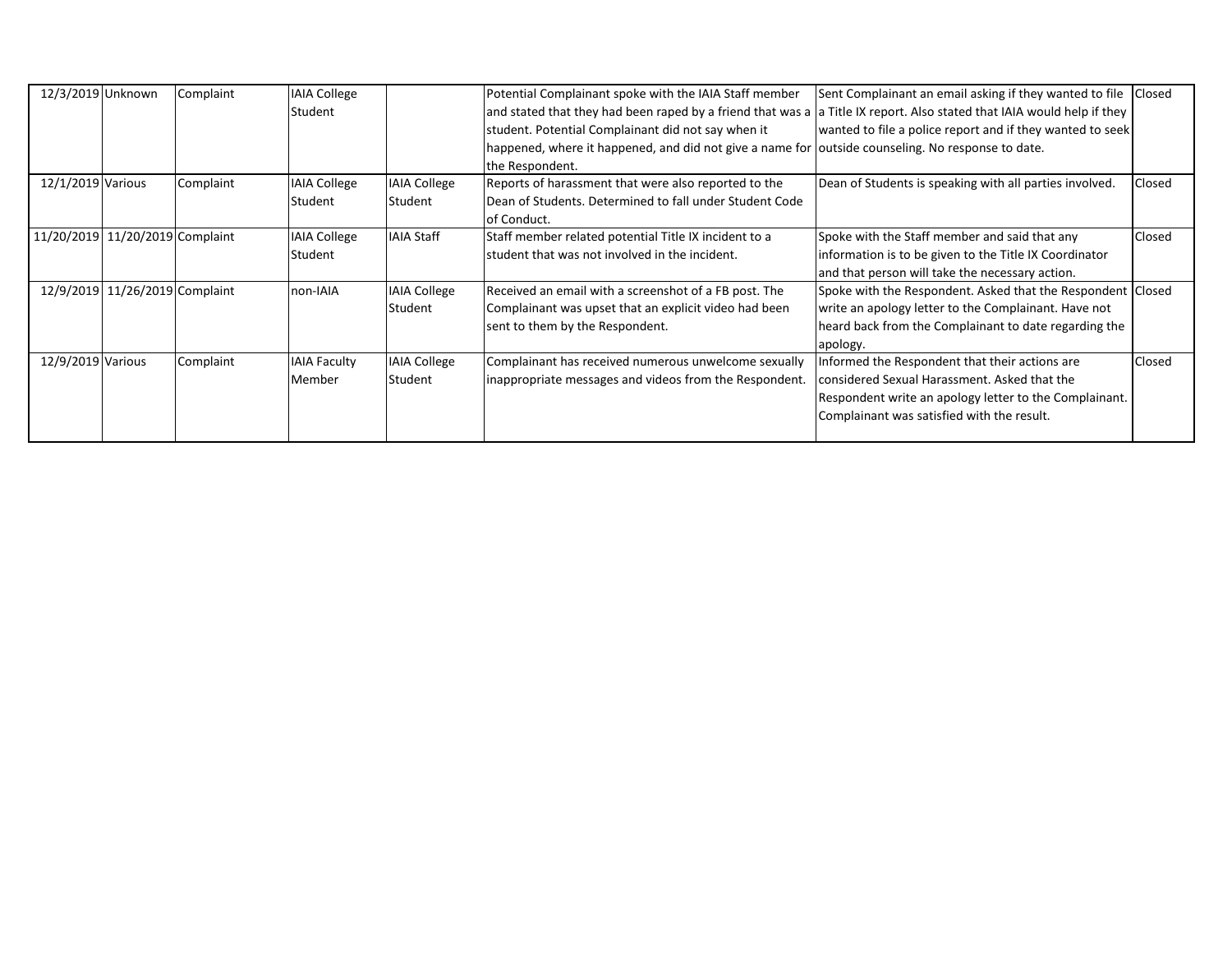| | | | | | | | |
|---|---|---|---|---|---|---|---|
| 12/3/2019 | Unknown | Complaint | IAIA College Student | | Potential Complainant spoke with the IAIA Staff member and stated that they had been raped by a friend that was a student. Potential Complainant did not say when it happened, where it happened, and did not give a name for the Respondent. | Sent Complainant an email asking if they wanted to file a Title IX report. Also stated that IAIA would help if they wanted to file a police report and if they wanted to seek outside counseling. No response to date. | Closed |
| 12/1/2019 | Various | Complaint | IAIA College Student | IAIA College Student | Reports of harassment that were also reported to the Dean of Students. Determined to fall under Student Code of Conduct. | Dean of Students is speaking with all parties involved. | Closed |
| 11/20/2019 | 11/20/2019 | Complaint | IAIA College Student | IAIA Staff | Staff member related potential Title IX incident to a student that was not involved in the incident. | Spoke with the Staff member and said that any information is to be given to the Title IX Coordinator and that person will take the necessary action. | Closed |
| 12/9/2019 | 11/26/2019 | Complaint | non-IAIA | IAIA College Student | Received an email with a screenshot of a FB post. The Complainant was upset that an explicit video had been sent to them by the Respondent. | Spoke with the Respondent. Asked that the Respondent write an apology letter to the Complainant. Have not heard back from the Complainant to date regarding the apology. | Closed |
| 12/9/2019 | Various | Complaint | IAIA Faculty Member | IAIA College Student | Complainant has received numerous unwelcome sexually inappropriate messages and videos from the Respondent. | Informed the Respondent that their actions are considered Sexual Harassment. Asked that the Respondent write an apology letter to the Complainant. Complainant was satisfied with the result. | Closed |